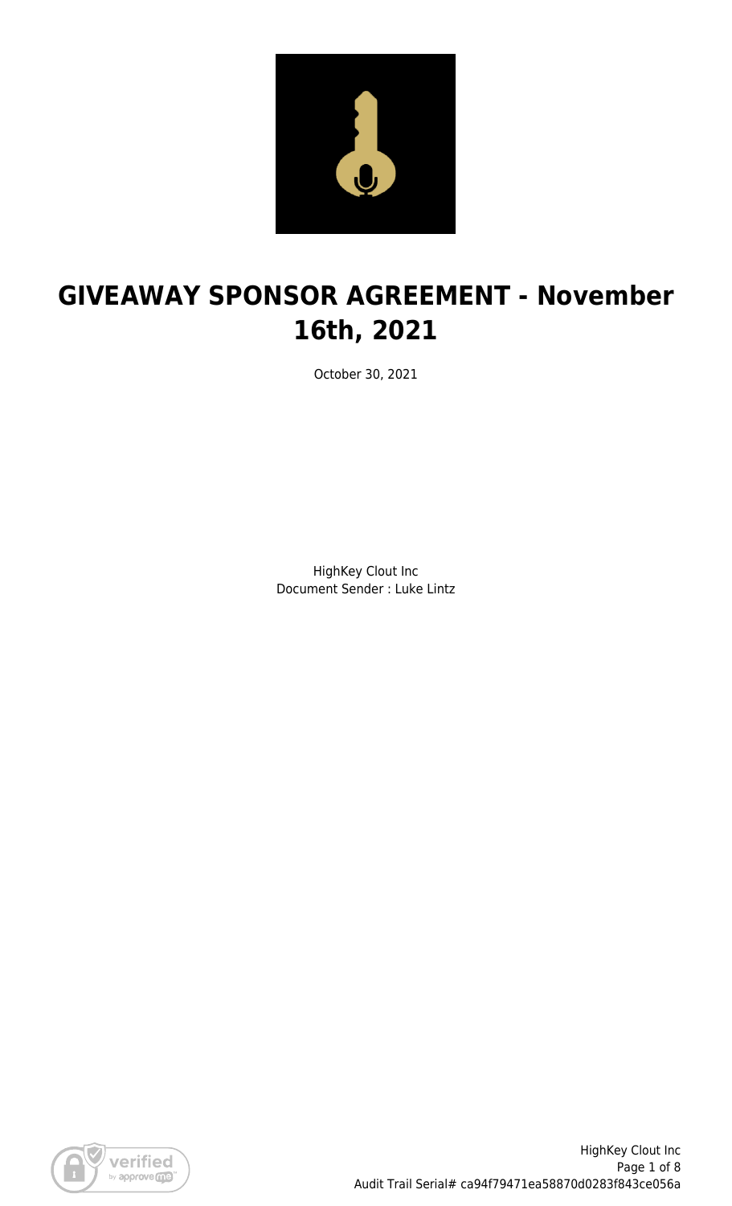# GIVEAWAY SPONSOR AGREEMENT - November 16th, 2021

October 30, 2021

HighKey Clout Inc
Document Sender : Luke Lintz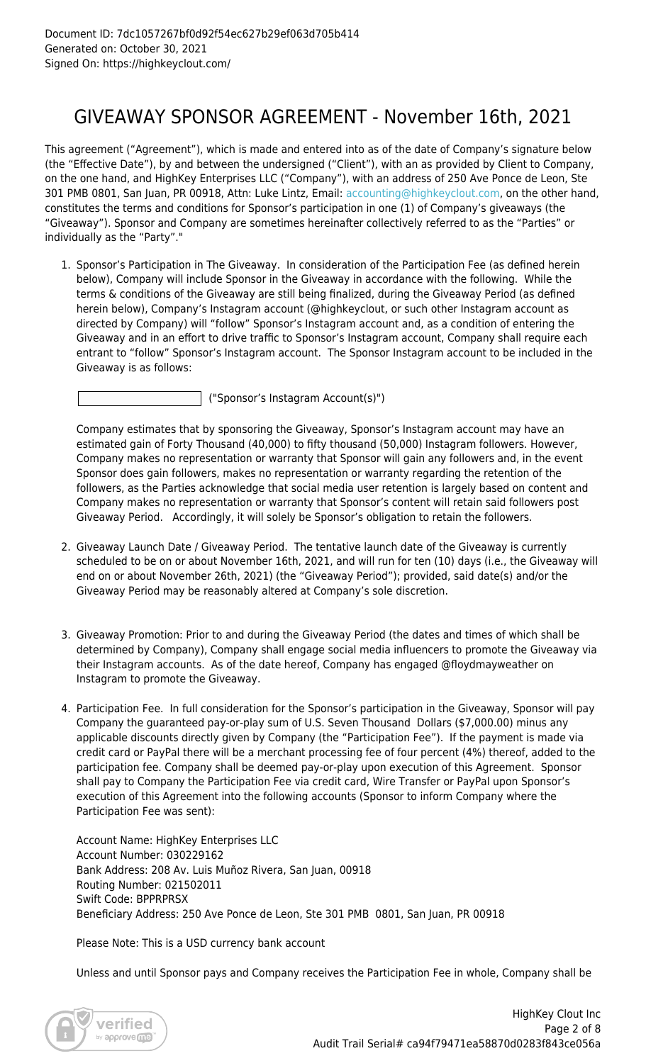Document ID: 7dc1057267bf0d92f54ec627b29ef063d705b414
Generated on: October 30, 2021
Signed On: https://highkeyclout.com/

# GIVEAWAY SPONSOR AGREEMENT - November 16th, 2021

This agreement ("Agreement"), which is made and entered into as of the date of Company's signature below (the "Effective Date"), by and between the undersigned ("Client"), with an as provided by Client to Company, on the one hand, and HighKey Enterprises LLC ("Company"), with an address of 250 Ave Ponce de Leon, Ste 301 PMB 0801, San Juan, PR 00918, Attn: Luke Lintz, Email: accounting@highkeyclout.com, on the other hand, constitutes the terms and conditions for Sponsor's participation in one (1) of Company's giveaways (the "Giveaway"). Sponsor and Company are sometimes hereinafter collectively referred to as the "Parties" or individually as the "Party"."

1. Sponsor's Participation in The Giveaway. In consideration of the Participation Fee (as defined herein below), Company will include Sponsor in the Giveaway in accordance with the following. While the terms & conditions of the Giveaway are still being finalized, during the Giveaway Period (as defined herein below), Company's Instagram account (@highkeyclout, or such other Instagram account as directed by Company) will "follow" Sponsor's Instagram account and, as a condition of entering the Giveaway and in an effort to drive traffic to Sponsor's Instagram account, Company shall require each entrant to "follow" Sponsor's Instagram account. The Sponsor Instagram account to be included in the Giveaway is as follows:

   ____________________ ("Sponsor's Instagram Account(s)")

   Company estimates that by sponsoring the Giveaway, Sponsor's Instagram account may have an estimated gain of Forty Thousand (40,000) to fifty thousand (50,000) Instagram followers. However, Company makes no representation or warranty that Sponsor will gain any followers and, in the event Sponsor does gain followers, makes no representation or warranty regarding the retention of the followers, as the Parties acknowledge that social media user retention is largely based on content and Company makes no representation or warranty that Sponsor's content will retain said followers post Giveaway Period. Accordingly, it will solely be Sponsor's obligation to retain the followers.

2. Giveaway Launch Date / Giveaway Period. The tentative launch date of the Giveaway is currently scheduled to be on or about November 16th, 2021, and will run for ten (10) days (i.e., the Giveaway will end on or about November 26th, 2021) (the "Giveaway Period"); provided, said date(s) and/or the Giveaway Period may be reasonably altered at Company's sole discretion.

3. Giveaway Promotion: Prior to and during the Giveaway Period (the dates and times of which shall be determined by Company), Company shall engage social media influencers to promote the Giveaway via their Instagram accounts. As of the date hereof, Company has engaged @floydmayweather on Instagram to promote the Giveaway.

4. Participation Fee. In full consideration for the Sponsor's participation in the Giveaway, Sponsor will pay Company the guaranteed pay-or-play sum of U.S. Seven Thousand Dollars ($7,000.00) minus any applicable discounts directly given by Company (the "Participation Fee"). If the payment is made via credit card or PayPal there will be a merchant processing fee of four percent (4%) thereof, added to the participation fee. Company shall be deemed pay-or-play upon execution of this Agreement. Sponsor shall pay to Company the Participation Fee via credit card, Wire Transfer or PayPal upon Sponsor's execution of this Agreement into the following accounts (Sponsor to inform Company where the Participation Fee was sent):

   Account Name: HighKey Enterprises LLC
   Account Number: 030229162
   Bank Address: 208 Av. Luis Muñoz Rivera, San Juan, 00918
   Routing Number: 021502011
   Swift Code: BPPRPRSX
   Beneficiary Address: 250 Ave Ponce de Leon, Ste 301 PMB 0801, San Juan, PR 00918

   Please Note: This is a USD currency bank account

   Unless and until Sponsor pays and Company receives the Participation Fee in whole, Company shall be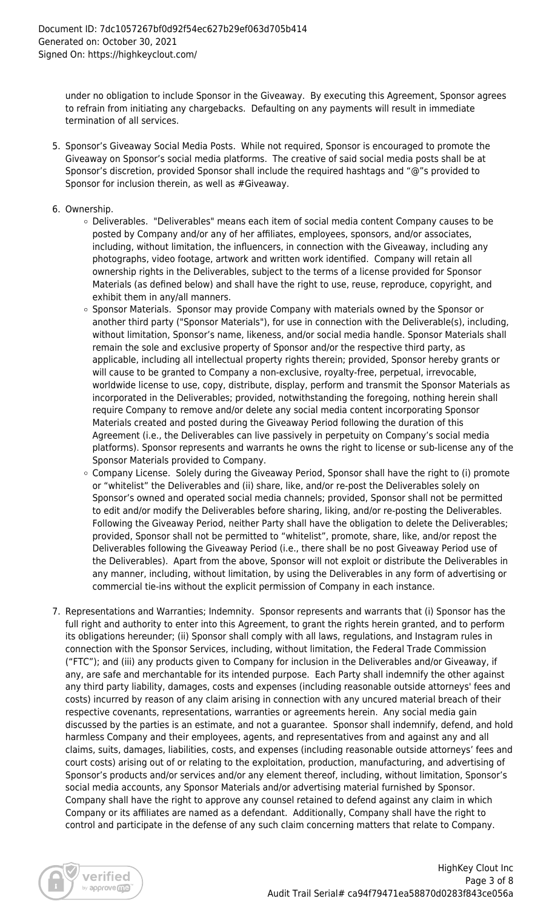under no obligation to include Sponsor in the Giveaway. By executing this Agreement, Sponsor agrees to refrain from initiating any chargebacks. Defaulting on any payments will result in immediate termination of all services.

5. Sponsor's Giveaway Social Media Posts. While not required, Sponsor is encouraged to promote the Giveaway on Sponsor's social media platforms. The creative of said social media posts shall be at Sponsor's discretion, provided Sponsor shall include the required hashtags and "@"s provided to Sponsor for inclusion therein, as well as #Giveaway.

6. Ownership.
   - Deliverables. "Deliverables" means each item of social media content Company causes to be posted by Company and/or any of her affiliates, employees, sponsors, and/or associates, including, without limitation, the influencers, in connection with the Giveaway, including any photographs, video footage, artwork and written work identified. Company will retain all ownership rights in the Deliverables, subject to the terms of a license provided for Sponsor Materials (as defined below) and shall have the right to use, reuse, reproduce, copyright, and exhibit them in any/all manners.
   - Sponsor Materials. Sponsor may provide Company with materials owned by the Sponsor or another third party ("Sponsor Materials"), for use in connection with the Deliverable(s), including, without limitation, Sponsor's name, likeness, and/or social media handle. Sponsor Materials shall remain the sole and exclusive property of Sponsor and/or the respective third party, as applicable, including all intellectual property rights therein; provided, Sponsor hereby grants or will cause to be granted to Company a non-exclusive, royalty-free, perpetual, irrevocable, worldwide license to use, copy, distribute, display, perform and transmit the Sponsor Materials as incorporated in the Deliverables; provided, notwithstanding the foregoing, nothing herein shall require Company to remove and/or delete any social media content incorporating Sponsor Materials created and posted during the Giveaway Period following the duration of this Agreement (i.e., the Deliverables can live passively in perpetuity on Company's social media platforms). Sponsor represents and warrants he owns the right to license or sub-license any of the Sponsor Materials provided to Company.
   - Company License. Solely during the Giveaway Period, Sponsor shall have the right to (i) promote or "whitelist" the Deliverables and (ii) share, like, and/or re-post the Deliverables solely on Sponsor's owned and operated social media channels; provided, Sponsor shall not be permitted to edit and/or modify the Deliverables before sharing, liking, and/or re-posting the Deliverables. Following the Giveaway Period, neither Party shall have the obligation to delete the Deliverables; provided, Sponsor shall not be permitted to "whitelist", promote, share, like, and/or repost the Deliverables following the Giveaway Period (i.e., there shall be no post Giveaway Period use of the Deliverables). Apart from the above, Sponsor will not exploit or distribute the Deliverables in any manner, including, without limitation, by using the Deliverables in any form of advertising or commercial tie-ins without the explicit permission of Company in each instance.

7. Representations and Warranties; Indemnity. Sponsor represents and warrants that (i) Sponsor has the full right and authority to enter into this Agreement, to grant the rights herein granted, and to perform its obligations hereunder; (ii) Sponsor shall comply with all laws, regulations, and Instagram rules in connection with the Sponsor Services, including, without limitation, the Federal Trade Commission ("FTC"); and (iii) any products given to Company for inclusion in the Deliverables and/or Giveaway, if any, are safe and merchantable for its intended purpose. Each Party shall indemnify the other against any third party liability, damages, costs and expenses (including reasonable outside attorneys' fees and costs) incurred by reason of any claim arising in connection with any uncured material breach of their respective covenants, representations, warranties or agreements herein. Any social media gain discussed by the parties is an estimate, and not a guarantee. Sponsor shall indemnify, defend, and hold harmless Company and their employees, agents, and representatives from and against any and all claims, suits, damages, liabilities, costs, and expenses (including reasonable outside attorney's fees and court costs) arising out of or relating to the exploitation, production, manufacturing, and advertising of Sponsor's products and/or services and/or any element thereof, including, without limitation, Sponsor's social media accounts, any Sponsor Materials and/or advertising material furnished by Sponsor. Company shall have the right to approve any counsel retained to defend against any claim in which Company or its affiliates are named as a defendant. Additionally, Company shall have the right to control and participate in the defense of any such claim concerning matters that relate to Company.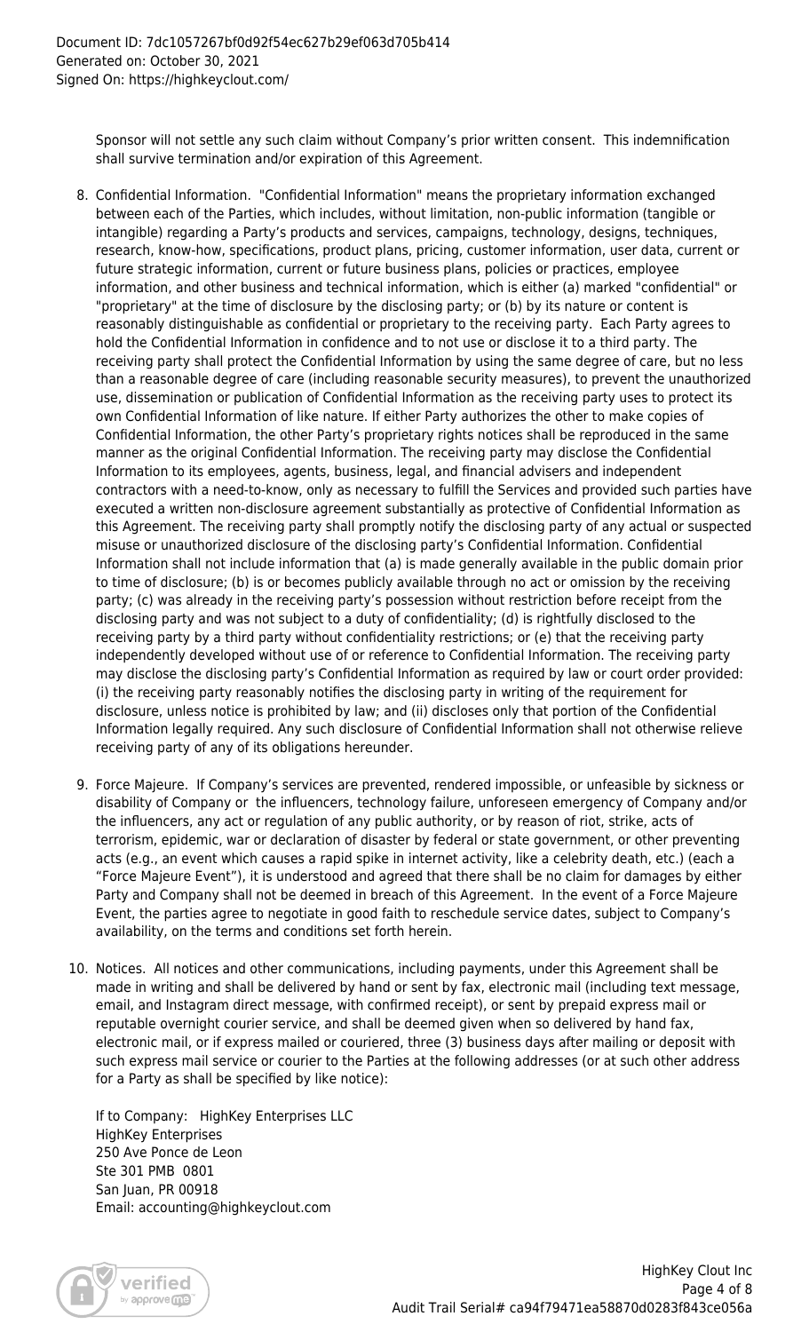Sponsor will not settle any such claim without Company's prior written consent. This indemnification shall survive termination and/or expiration of this Agreement.

8. Confidential Information. "Confidential Information" means the proprietary information exchanged between each of the Parties, which includes, without limitation, non-public information (tangible or intangible) regarding a Party's products and services, campaigns, technology, designs, techniques, research, know-how, specifications, product plans, pricing, customer information, user data, current or future strategic information, current or future business plans, policies or practices, employee information, and other business and technical information, which is either (a) marked "confidential" or "proprietary" at the time of disclosure by the disclosing party; or (b) by its nature or content is reasonably distinguishable as confidential or proprietary to the receiving party. Each Party agrees to hold the Confidential Information in confidence and to not use or disclose it to a third party. The receiving party shall protect the Confidential Information by using the same degree of care, but no less than a reasonable degree of care (including reasonable security measures), to prevent the unauthorized use, dissemination or publication of Confidential Information as the receiving party uses to protect its own Confidential Information of like nature. If either Party authorizes the other to make copies of Confidential Information, the other Party's proprietary rights notices shall be reproduced in the same manner as the original Confidential Information. The receiving party may disclose the Confidential Information to its employees, agents, business, legal, and financial advisers and independent contractors with a need-to-know, only as necessary to fulfill the Services and provided such parties have executed a written non-disclosure agreement substantially as protective of Confidential Information as this Agreement. The receiving party shall promptly notify the disclosing party of any actual or suspected misuse or unauthorized disclosure of the disclosing party's Confidential Information. Confidential Information shall not include information that (a) is made generally available in the public domain prior to time of disclosure; (b) is or becomes publicly available through no act or omission by the receiving party; (c) was already in the receiving party's possession without restriction before receipt from the disclosing party and was not subject to a duty of confidentiality; (d) is rightfully disclosed to the receiving party by a third party without confidentiality restrictions; or (e) that the receiving party independently developed without use of or reference to Confidential Information. The receiving party may disclose the disclosing party's Confidential Information as required by law or court order provided: (i) the receiving party reasonably notifies the disclosing party in writing of the requirement for disclosure, unless notice is prohibited by law; and (ii) discloses only that portion of the Confidential Information legally required. Any such disclosure of Confidential Information shall not otherwise relieve receiving party of any of its obligations hereunder.

9. Force Majeure. If Company's services are prevented, rendered impossible, or unfeasible by sickness or disability of Company or the influencers, technology failure, unforeseen emergency of Company and/or the influencers, any act or regulation of any public authority, or by reason of riot, strike, acts of terrorism, epidemic, war or declaration of disaster by federal or state government, or other preventing acts (e.g., an event which causes a rapid spike in internet activity, like a celebrity death, etc.) (each a "Force Majeure Event"), it is understood and agreed that there shall be no claim for damages by either Party and Company shall not be deemed in breach of this Agreement. In the event of a Force Majeure Event, the parties agree to negotiate in good faith to reschedule service dates, subject to Company's availability, on the terms and conditions set forth herein.

10. Notices. All notices and other communications, including payments, under this Agreement shall be made in writing and shall be delivered by hand or sent by fax, electronic mail (including text message, email, and Instagram direct message, with confirmed receipt), or sent by prepaid express mail or reputable overnight courier service, and shall be deemed given when so delivered by hand fax, electronic mail, or if express mailed or couriered, three (3) business days after mailing or deposit with such express mail service or courier to the Parties at the following addresses (or at such other address for a Party as shall be specified by like notice):

    If to Company: HighKey Enterprises LLC
    HighKey Enterprises
    250 Ave Ponce de Leon
    Ste 301 PMB 0801
    San Juan, PR 00918
    Email: accounting@highkeyclout.com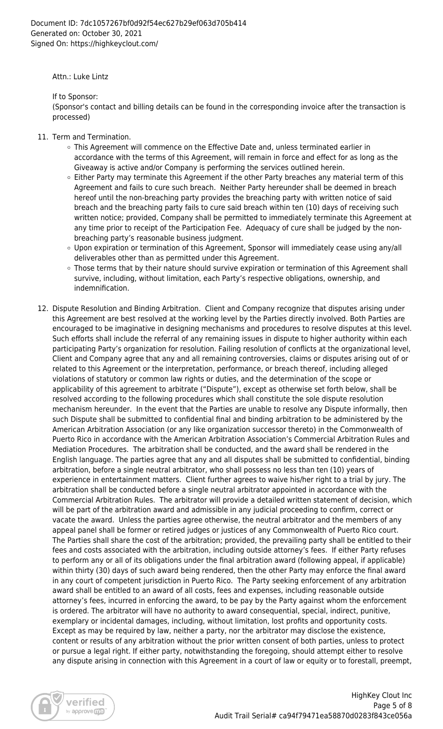Attn.: Luke Lintz

If to Sponsor:
(Sponsor's contact and billing details can be found in the corresponding invoice after the transaction is processed)

11. Term and Termination.
    - This Agreement will commence on the Effective Date and, unless terminated earlier in accordance with the terms of this Agreement, will remain in force and effect for as long as the Giveaway is active and/or Company is performing the services outlined herein.
    - Either Party may terminate this Agreement if the other Party breaches any material term of this Agreement and fails to cure such breach. Neither Party hereunder shall be deemed in breach hereof until the non-breaching party provides the breaching party with written notice of said breach and the breaching party fails to cure said breach within ten (10) days of receiving such written notice; provided, Company shall be permitted to immediately terminate this Agreement at any time prior to receipt of the Participation Fee. Adequacy of cure shall be judged by the non-breaching party's reasonable business judgment.
    - Upon expiration or termination of this Agreement, Sponsor will immediately cease using any/all deliverables other than as permitted under this Agreement.
    - Those terms that by their nature should survive expiration or termination of this Agreement shall survive, including, without limitation, each Party's respective obligations, ownership, and indemnification.

12. Dispute Resolution and Binding Arbitration. Client and Company recognize that disputes arising under this Agreement are best resolved at the working level by the Parties directly involved. Both Parties are encouraged to be imaginative in designing mechanisms and procedures to resolve disputes at this level. Such efforts shall include the referral of any remaining issues in dispute to higher authority within each participating Party's organization for resolution. Failing resolution of conflicts at the organizational level, Client and Company agree that any and all remaining controversies, claims or disputes arising out of or related to this Agreement or the interpretation, performance, or breach thereof, including alleged violations of statutory or common law rights or duties, and the determination of the scope or applicability of this agreement to arbitrate ("Dispute"), except as otherwise set forth below, shall be resolved according to the following procedures which shall constitute the sole dispute resolution mechanism hereunder. In the event that the Parties are unable to resolve any Dispute informally, then such Dispute shall be submitted to confidential final and binding arbitration to be administered by the American Arbitration Association (or any like organization successor thereto) in the Commonwealth of Puerto Rico in accordance with the American Arbitration Association's Commercial Arbitration Rules and Mediation Procedures. The arbitration shall be conducted, and the award shall be rendered in the English language. The parties agree that any and all disputes shall be submitted to confidential, binding arbitration, before a single neutral arbitrator, who shall possess no less than ten (10) years of experience in entertainment matters. Client further agrees to waive his/her right to a trial by jury. The arbitration shall be conducted before a single neutral arbitrator appointed in accordance with the Commercial Arbitration Rules. The arbitrator will provide a detailed written statement of decision, which will be part of the arbitration award and admissible in any judicial proceeding to confirm, correct or vacate the award. Unless the parties agree otherwise, the neutral arbitrator and the members of any appeal panel shall be former or retired judges or justices of any Commonwealth of Puerto Rico court. The Parties shall share the cost of the arbitration; provided, the prevailing party shall be entitled to their fees and costs associated with the arbitration, including outside attorney's fees. If either Party refuses to perform any or all of its obligations under the final arbitration award (following appeal, if applicable) within thirty (30) days of such award being rendered, then the other Party may enforce the final award in any court of competent jurisdiction in Puerto Rico. The Party seeking enforcement of any arbitration award shall be entitled to an award of all costs, fees and expenses, including reasonable outside attorney's fees, incurred in enforcing the award, to be pay by the Party against whom the enforcement is ordered. The arbitrator will have no authority to award consequential, special, indirect, punitive, exemplary or incidental damages, including, without limitation, lost profits and opportunity costs. Except as may be required by law, neither a party, nor the arbitrator may disclose the existence, content or results of any arbitration without the prior written consent of both parties, unless to protect or pursue a legal right. If either party, notwithstanding the foregoing, should attempt either to resolve any dispute arising in connection with this Agreement in a court of law or equity or to forestall, preempt,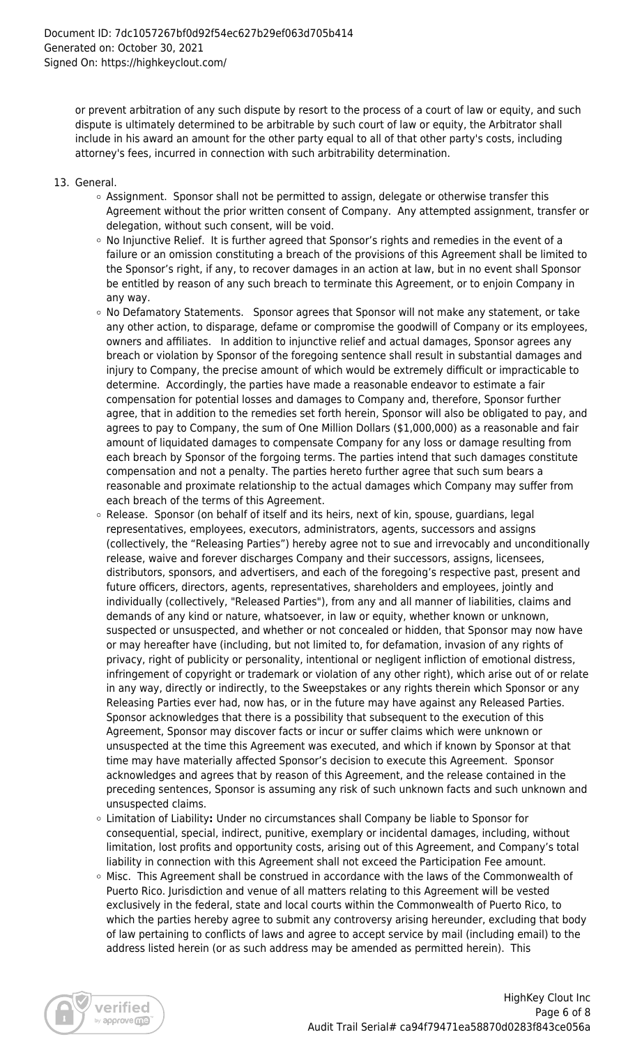or prevent arbitration of any such dispute by resort to the process of a court of law or equity, and such dispute is ultimately determined to be arbitrable by such court of law or equity, the Arbitrator shall include in his award an amount for the other party equal to all of that other party's costs, including attorney's fees, incurred in connection with such arbitrability determination.

13. General.
    - Assignment. Sponsor shall not be permitted to assign, delegate or otherwise transfer this Agreement without the prior written consent of Company. Any attempted assignment, transfer or delegation, without such consent, will be void.
    - No Injunctive Relief. It is further agreed that Sponsor's rights and remedies in the event of a failure or an omission constituting a breach of the provisions of this Agreement shall be limited to the Sponsor's right, if any, to recover damages in an action at law, but in no event shall Sponsor be entitled by reason of any such breach to terminate this Agreement, or to enjoin Company in any way.
    - No Defamatory Statements. Sponsor agrees that Sponsor will not make any statement, or take any other action, to disparage, defame or compromise the goodwill of Company or its employees, owners and affiliates. In addition to injunctive relief and actual damages, Sponsor agrees any breach or violation by Sponsor of the foregoing sentence shall result in substantial damages and injury to Company, the precise amount of which would be extremely difficult or impracticable to determine. Accordingly, the parties have made a reasonable endeavor to estimate a fair compensation for potential losses and damages to Company and, therefore, Sponsor further agree, that in addition to the remedies set forth herein, Sponsor will also be obligated to pay, and agrees to pay to Company, the sum of One Million Dollars ($1,000,000) as a reasonable and fair amount of liquidated damages to compensate Company for any loss or damage resulting from each breach by Sponsor of the forgoing terms. The parties intend that such damages constitute compensation and not a penalty. The parties hereto further agree that such sum bears a reasonable and proximate relationship to the actual damages which Company may suffer from each breach of the terms of this Agreement.
    - Release. Sponsor (on behalf of itself and its heirs, next of kin, spouse, guardians, legal representatives, employees, executors, administrators, agents, successors and assigns (collectively, the "Releasing Parties") hereby agree not to sue and irrevocably and unconditionally release, waive and forever discharges Company and their successors, assigns, licensees, distributors, sponsors, and advertisers, and each of the foregoing's respective past, present and future officers, directors, agents, representatives, shareholders and employees, jointly and individually (collectively, "Released Parties"), from any and all manner of liabilities, claims and demands of any kind or nature, whatsoever, in law or equity, whether known or unknown, suspected or unsuspected, and whether or not concealed or hidden, that Sponsor may now have or may hereafter have (including, but not limited to, for defamation, invasion of any rights of privacy, right of publicity or personality, intentional or negligent infliction of emotional distress, infringement of copyright or trademark or violation of any other right), which arise out of or relate in any way, directly or indirectly, to the Sweepstakes or any rights therein which Sponsor or any Releasing Parties ever had, now has, or in the future may have against any Released Parties. Sponsor acknowledges that there is a possibility that subsequent to the execution of this Agreement, Sponsor may discover facts or incur or suffer claims which were unknown or unsuspected at the time this Agreement was executed, and which if known by Sponsor at that time may have materially affected Sponsor's decision to execute this Agreement. Sponsor acknowledges and agrees that by reason of this Agreement, and the release contained in the preceding sentences, Sponsor is assuming any risk of such unknown facts and such unknown and unsuspected claims.
    - Limitation of Liability**:** Under no circumstances shall Company be liable to Sponsor for consequential, special, indirect, punitive, exemplary or incidental damages, including, without limitation, lost profits and opportunity costs, arising out of this Agreement, and Company's total liability in connection with this Agreement shall not exceed the Participation Fee amount.
    - Misc. This Agreement shall be construed in accordance with the laws of the Commonwealth of Puerto Rico. Jurisdiction and venue of all matters relating to this Agreement will be vested exclusively in the federal, state and local courts within the Commonwealth of Puerto Rico, to which the parties hereby agree to submit any controversy arising hereunder, excluding that body of law pertaining to conflicts of laws and agree to accept service by mail (including email) to the address listed herein (or as such address may be amended as permitted herein). This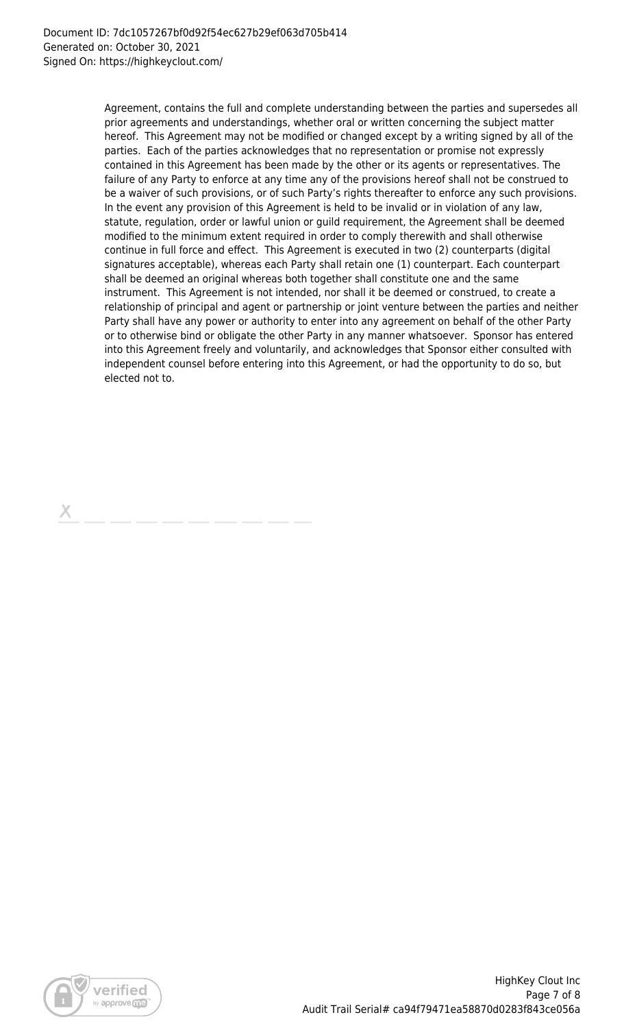Agreement, contains the full and complete understanding between the parties and supersedes all prior agreements and understandings, whether oral or written concerning the subject matter hereof. This Agreement may not be modified or changed except by a writing signed by all of the parties. Each of the parties acknowledges that no representation or promise not expressly contained in this Agreement has been made by the other or its agents or representatives. The failure of any Party to enforce at any time any of the provisions hereof shall not be construed to be a waiver of such provisions, or of such Party's rights thereafter to enforce any such provisions. In the event any provision of this Agreement is held to be invalid or in violation of any law, statute, regulation, order or lawful union or guild requirement, the Agreement shall be deemed modified to the minimum extent required in order to comply therewith and shall otherwise continue in full force and effect. This Agreement is executed in two (2) counterparts (digital signatures acceptable), whereas each Party shall retain one (1) counterpart. Each counterpart shall be deemed an original whereas both together shall constitute one and the same instrument. This Agreement is not intended, nor shall it be deemed or construed, to create a relationship of principal and agent or partnership or joint venture between the parties and neither Party shall have any power or authority to enter into any agreement on behalf of the other Party or to otherwise bind or obligate the other Party in any manner whatsoever. Sponsor has entered into this Agreement freely and voluntarily, and acknowledges that Sponsor either consulted with independent counsel before entering into this Agreement, or had the opportunity to do so, but elected not to.

X \_ \_ \_ \_ \_ \_ \_ \_ \_ \_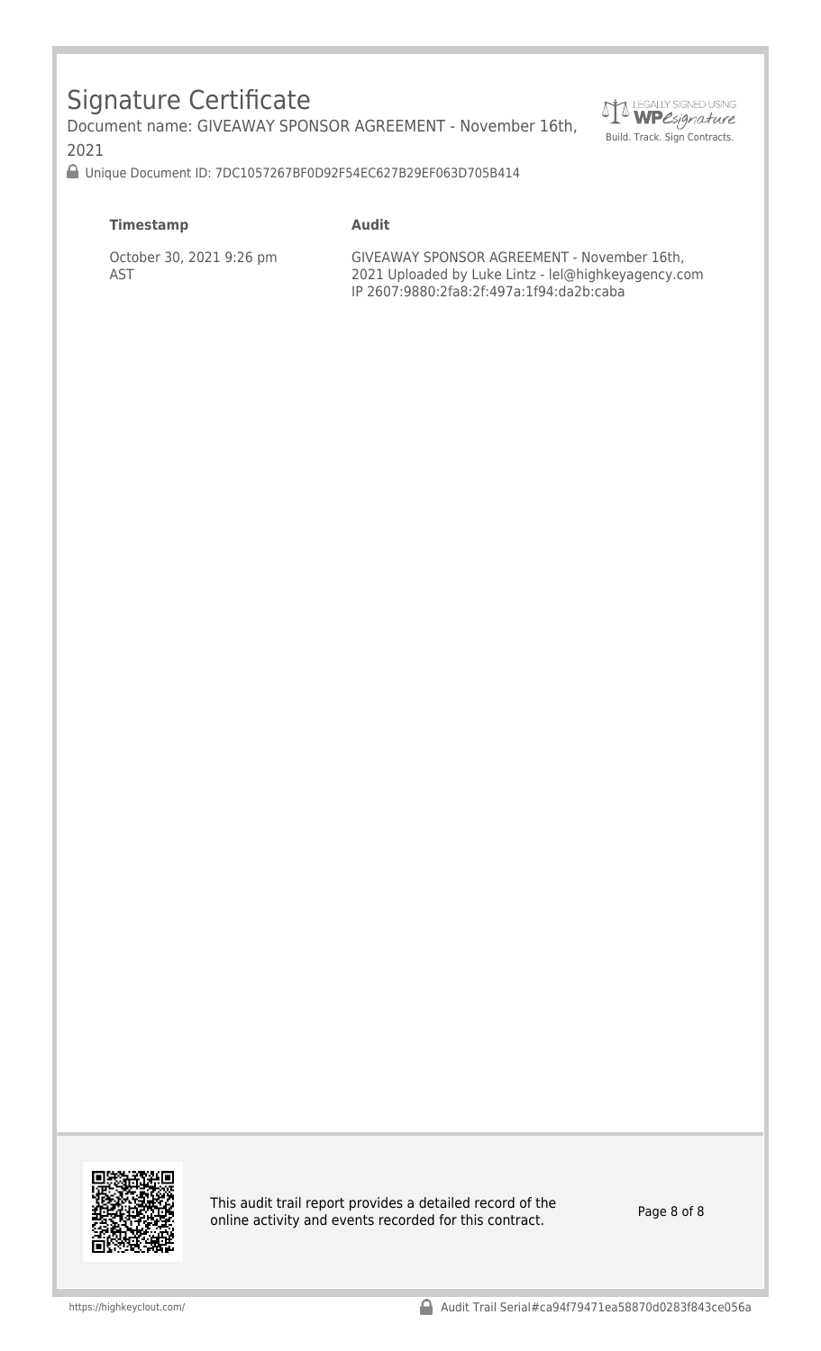# Signature Certificate

Document name: GIVEAWAY SPONSOR AGREEMENT - November 16th, 2021

Unique Document ID: 7DC1057267BF0D92F54EC627B29EF063D705B414

LEGALLY SIGNED USING WPEsignature
Build. Track. Sign Contracts.

| Timestamp | Audit |
|---|---|
| October 30, 2021 9:26 pm AST | GIVEAWAY SPONSOR AGREEMENT - November 16th, 2021 Uploaded by Luke Lintz - lel@highkeyagency.com IP 2607:9880:2fa8:2f:497a:1f94:da2b:caba |

This audit trail report provides a detailed record of the online activity and events recorded for this contract.

https://highkeyclout.com/

Audit Trail Serial#ca94f79471ea58870d0283f843ce056a